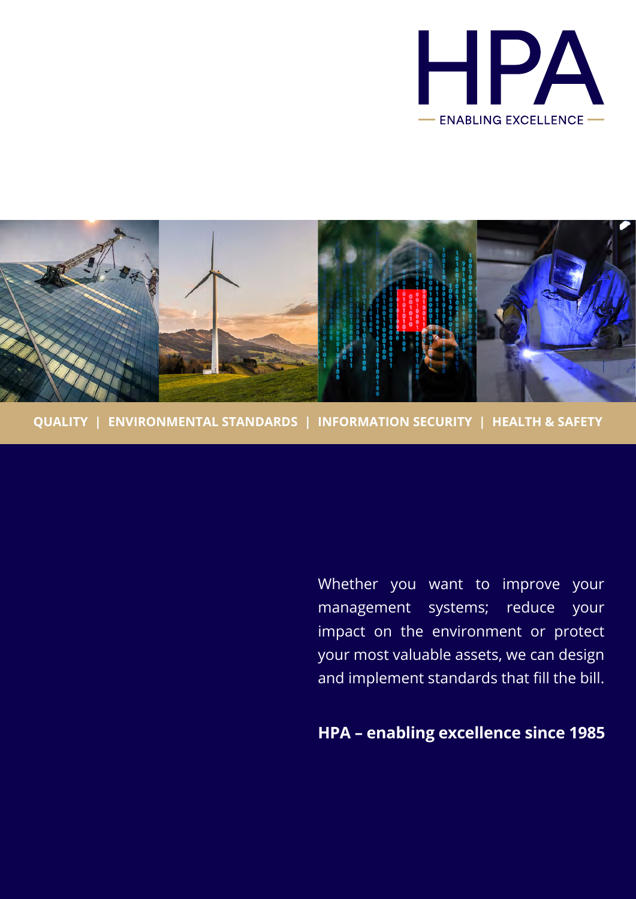# HPA

ENABLING EXCELLENCE

**QUALITY | ENVIRONMENTAL STANDARDS | INFORMATION SECURITY | HEALTH & SAFETY**

Whether you want to improve your management systems; reduce your impact on the environment or protect your most valuable assets, we can design and implement standards that fill the bill.

**HPA – enabling excellence since 1985**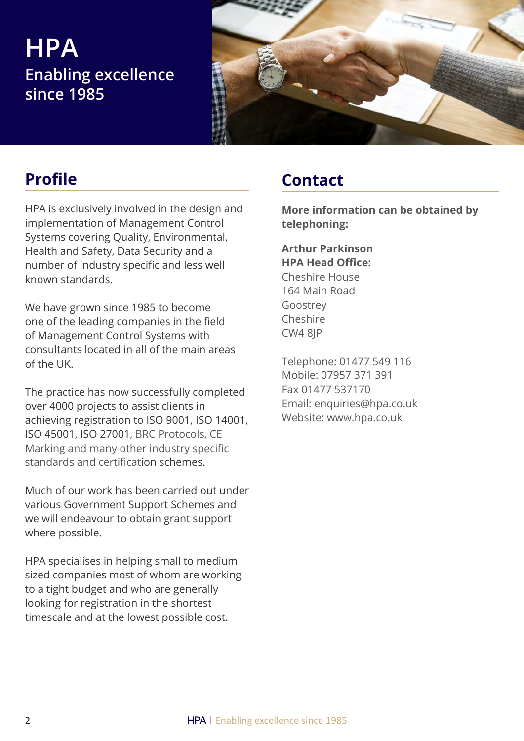# HPA

## Enabling excellence since 1985

## Profile

HPA is exclusively involved in the design and implementation of Management Control Systems covering Quality, Environmental, Health and Safety, Data Security and a number of industry specific and less well known standards.

We have grown since 1985 to become one of the leading companies in the field of Management Control Systems with consultants located in all of the main areas of the UK.

The practice has now successfully completed over 4000 projects to assist clients in achieving registration to ISO 9001, ISO 14001, ISO 45001, ISO 27001, BRC Protocols, CE Marking and many other industry specific standards and certification schemes.

Much of our work has been carried out under various Government Support Schemes and we will endeavour to obtain grant support where possible.

HPA specialises in helping small to medium sized companies most of whom are working to a tight budget and who are generally looking for registration in the shortest timescale and at the lowest possible cost.

## Contact

**More information can be obtained by telephoning:**

**Arthur Parkinson**
**HPA Head Office:**
Cheshire House
164 Main Road
Goostrey
Cheshire
CW4 8JP

Telephone: 01477 549 116
Mobile: 07957 371 391
Fax 01477 537170
Email: enquiries@hpa.co.uk
Website: www.hpa.co.uk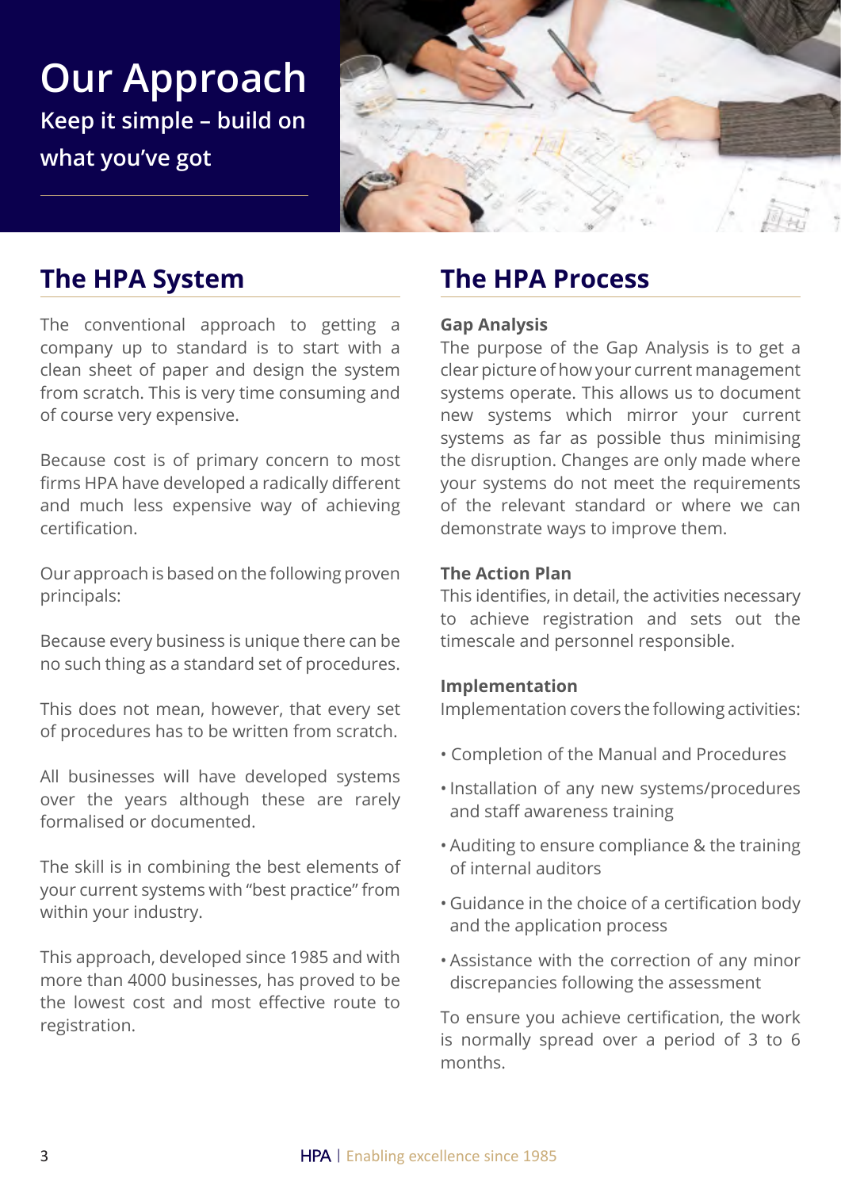# Our Approach

**Keep it simple – build on what you've got**

## The HPA System

The conventional approach to getting a company up to standard is to start with a clean sheet of paper and design the system from scratch. This is very time consuming and of course very expensive.

Because cost is of primary concern to most firms HPA have developed a radically different and much less expensive way of achieving certification.

Our approach is based on the following proven principals:

Because every business is unique there can be no such thing as a standard set of procedures.

This does not mean, however, that every set of procedures has to be written from scratch.

All businesses will have developed systems over the years although these are rarely formalised or documented.

The skill is in combining the best elements of your current systems with "best practice" from within your industry.

This approach, developed since 1985 and with more than 4000 businesses, has proved to be the lowest cost and most effective route to registration.

## The HPA Process

**Gap Analysis**

The purpose of the Gap Analysis is to get a clear picture of how your current management systems operate. This allows us to document new systems which mirror your current systems as far as possible thus minimising the disruption. Changes are only made where your systems do not meet the requirements of the relevant standard or where we can demonstrate ways to improve them.

**The Action Plan**

This identifies, in detail, the activities necessary to achieve registration and sets out the timescale and personnel responsible.

**Implementation**

Implementation covers the following activities:

- Completion of the Manual and Procedures
- Installation of any new systems/procedures and staff awareness training
- Auditing to ensure compliance & the training of internal auditors
- Guidance in the choice of a certification body and the application process
- Assistance with the correction of any minor discrepancies following the assessment

To ensure you achieve certification, the work is normally spread over a period of 3 to 6 months.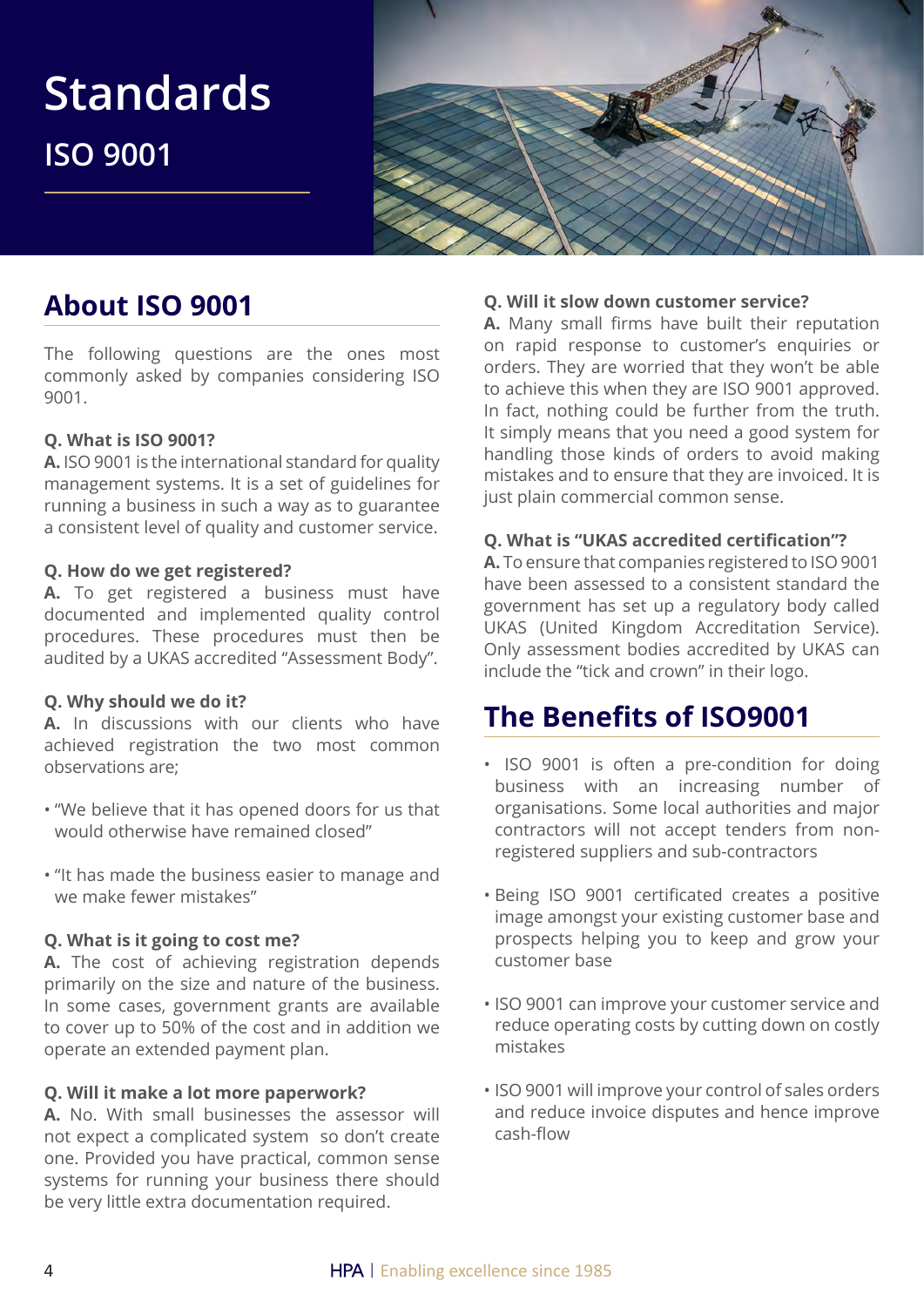# Standards

## ISO 9001

## About ISO 9001

The following questions are the ones most commonly asked by companies considering ISO 9001.

**Q. What is ISO 9001?**
**A.** ISO 9001 is the international standard for quality management systems. It is a set of guidelines for running a business in such a way as to guarantee a consistent level of quality and customer service.

**Q. How do we get registered?**
**A.** To get registered a business must have documented and implemented quality control procedures. These procedures must then be audited by a UKAS accredited "Assessment Body".

**Q. Why should we do it?**
**A.** In discussions with our clients who have achieved registration the two most common observations are;

- "We believe that it has opened doors for us that would otherwise have remained closed"
- "It has made the business easier to manage and we make fewer mistakes"

**Q. What is it going to cost me?**
**A.** The cost of achieving registration depends primarily on the size and nature of the business. In some cases, government grants are available to cover up to 50% of the cost and in addition we operate an extended payment plan.

**Q. Will it make a lot more paperwork?**
**A.** No. With small businesses the assessor will not expect a complicated system so don't create one. Provided you have practical, common sense systems for running your business there should be very little extra documentation required.

**Q. Will it slow down customer service?**
**A.** Many small firms have built their reputation on rapid response to customer's enquiries or orders. They are worried that they won't be able to achieve this when they are ISO 9001 approved. In fact, nothing could be further from the truth. It simply means that you need a good system for handling those kinds of orders to avoid making mistakes and to ensure that they are invoiced. It is just plain commercial common sense.

**Q. What is "UKAS accredited certification"?**
**A.** To ensure that companies registered to ISO 9001 have been assessed to a consistent standard the government has set up a regulatory body called UKAS (United Kingdom Accreditation Service). Only assessment bodies accredited by UKAS can include the "tick and crown" in their logo.

## The Benefits of ISO9001

- ISO 9001 is often a pre-condition for doing business with an increasing number of organisations. Some local authorities and major contractors will not accept tenders from non-registered suppliers and sub-contractors
- Being ISO 9001 certificated creates a positive image amongst your existing customer base and prospects helping you to keep and grow your customer base
- ISO 9001 can improve your customer service and reduce operating costs by cutting down on costly mistakes
- ISO 9001 will improve your control of sales orders and reduce invoice disputes and hence improve cash-flow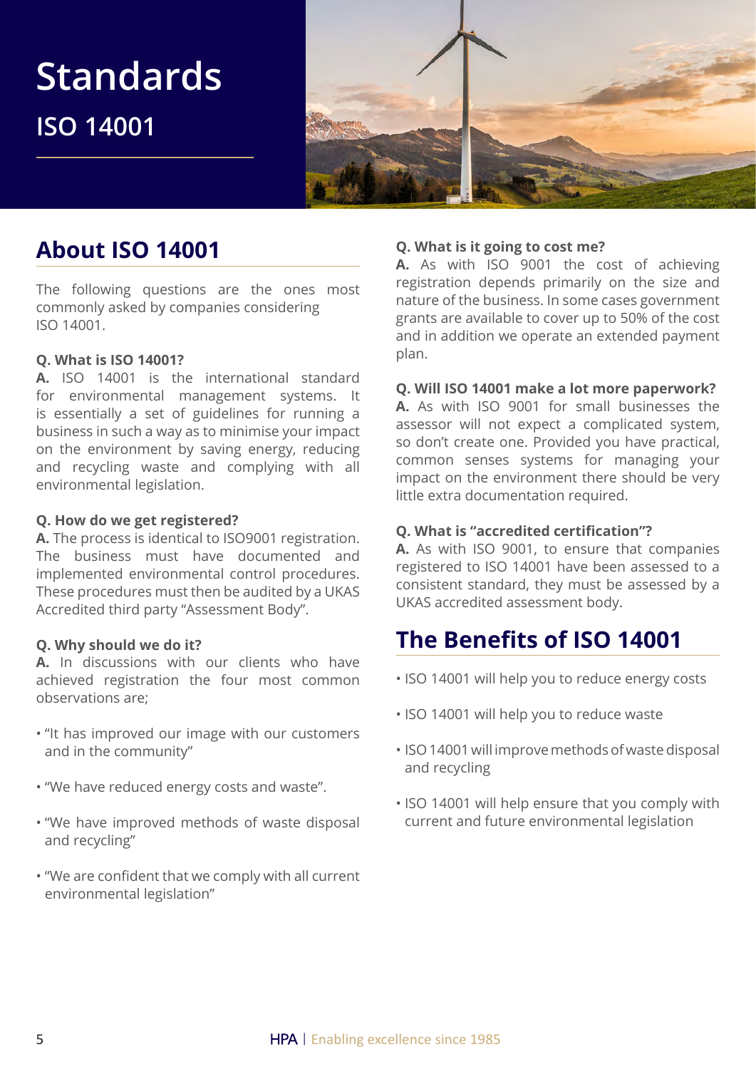# Standards

## ISO 14001

## About ISO 14001

The following questions are the ones most commonly asked by companies considering ISO 14001.

**Q. What is ISO 14001?**
**A.** ISO 14001 is the international standard for environmental management systems. It is essentially a set of guidelines for running a business in such a way as to minimise your impact on the environment by saving energy, reducing and recycling waste and complying with all environmental legislation.

**Q. How do we get registered?**
**A.** The process is identical to ISO9001 registration. The business must have documented and implemented environmental control procedures. These procedures must then be audited by a UKAS Accredited third party "Assessment Body".

**Q. Why should we do it?**
**A.** In discussions with our clients who have achieved registration the four most common observations are;

- "It has improved our image with our customers and in the community"
- "We have reduced energy costs and waste".
- "We have improved methods of waste disposal and recycling"
- "We are confident that we comply with all current environmental legislation"

**Q. What is it going to cost me?**
**A.** As with ISO 9001 the cost of achieving registration depends primarily on the size and nature of the business. In some cases government grants are available to cover up to 50% of the cost and in addition we operate an extended payment plan.

**Q. Will ISO 14001 make a lot more paperwork?**
**A.** As with ISO 9001 for small businesses the assessor will not expect a complicated system, so don't create one. Provided you have practical, common senses systems for managing your impact on the environment there should be very little extra documentation required.

**Q. What is "accredited certification"?**
**A.** As with ISO 9001, to ensure that companies registered to ISO 14001 have been assessed to a consistent standard, they must be assessed by a UKAS accredited assessment body.

## The Benefits of ISO 14001

- ISO 14001 will help you to reduce energy costs
- ISO 14001 will help you to reduce waste
- ISO 14001 will improve methods of waste disposal and recycling
- ISO 14001 will help ensure that you comply with current and future environmental legislation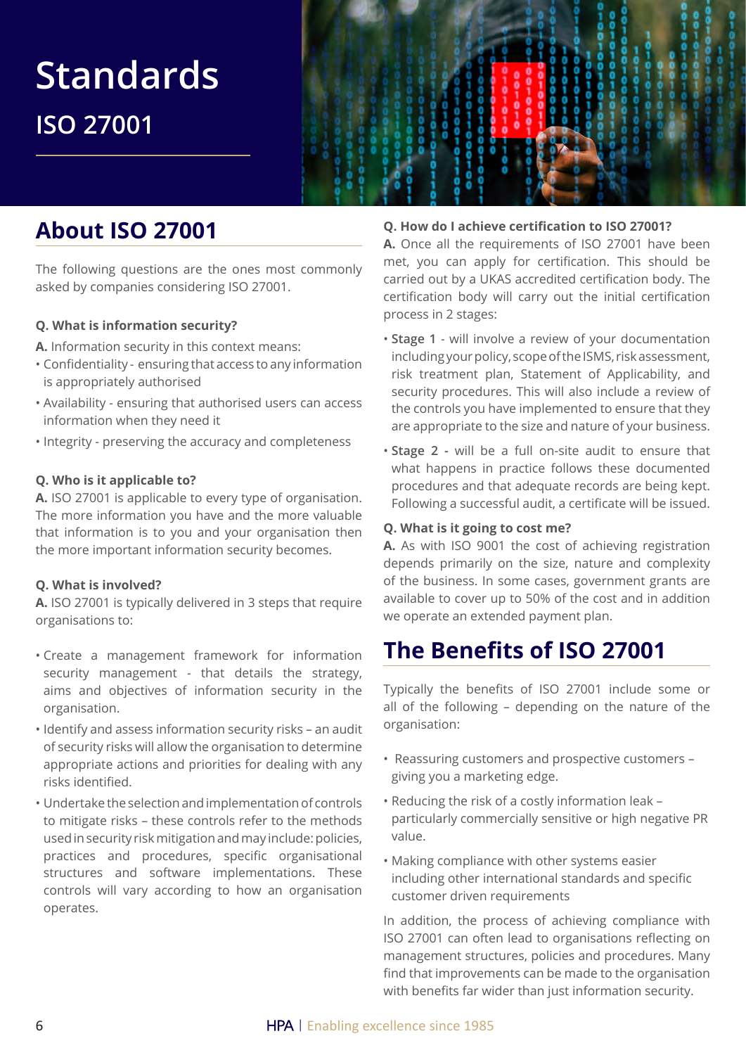# Standards

## ISO 27001

## About ISO 27001

The following questions are the ones most commonly asked by companies considering ISO 27001.

**Q. What is information security?**

**A.** Information security in this context means:

- Confidentiality - ensuring that access to any information is appropriately authorised
- Availability - ensuring that authorised users can access information when they need it
- Integrity - preserving the accuracy and completeness

**Q. Who is it applicable to?**

**A.** ISO 27001 is applicable to every type of organisation. The more information you have and the more valuable that information is to you and your organisation then the more important information security becomes.

**Q. What is involved?**

**A.** ISO 27001 is typically delivered in 3 steps that require organisations to:

- Create a management framework for information security management - that details the strategy, aims and objectives of information security in the organisation.
- Identify and assess information security risks – an audit of security risks will allow the organisation to determine appropriate actions and priorities for dealing with any risks identified.
- Undertake the selection and implementation of controls to mitigate risks – these controls refer to the methods used in security risk mitigation and may include: policies, practices and procedures, specific organisational structures and software implementations. These controls will vary according to how an organisation operates.

**Q. How do I achieve certification to ISO 27001?**

**A.** Once all the requirements of ISO 27001 have been met, you can apply for certification. This should be carried out by a UKAS accredited certification body. The certification body will carry out the initial certification process in 2 stages:

- **Stage 1** - will involve a review of your documentation including your policy, scope of the ISMS, risk assessment, risk treatment plan, Statement of Applicability, and security procedures. This will also include a review of the controls you have implemented to ensure that they are appropriate to the size and nature of your business.
- **Stage 2 -** will be a full on-site audit to ensure that what happens in practice follows these documented procedures and that adequate records are being kept. Following a successful audit, a certificate will be issued.

**Q. What is it going to cost me?**

**A.** As with ISO 9001 the cost of achieving registration depends primarily on the size, nature and complexity of the business. In some cases, government grants are available to cover up to 50% of the cost and in addition we operate an extended payment plan.

## The Benefits of ISO 27001

Typically the benefits of ISO 27001 include some or all of the following – depending on the nature of the organisation:

- Reassuring customers and prospective customers – giving you a marketing edge.
- Reducing the risk of a costly information leak – particularly commercially sensitive or high negative PR value.
- Making compliance with other systems easier including other international standards and specific customer driven requirements

In addition, the process of achieving compliance with ISO 27001 can often lead to organisations reflecting on management structures, policies and procedures. Many find that improvements can be made to the organisation with benefits far wider than just information security.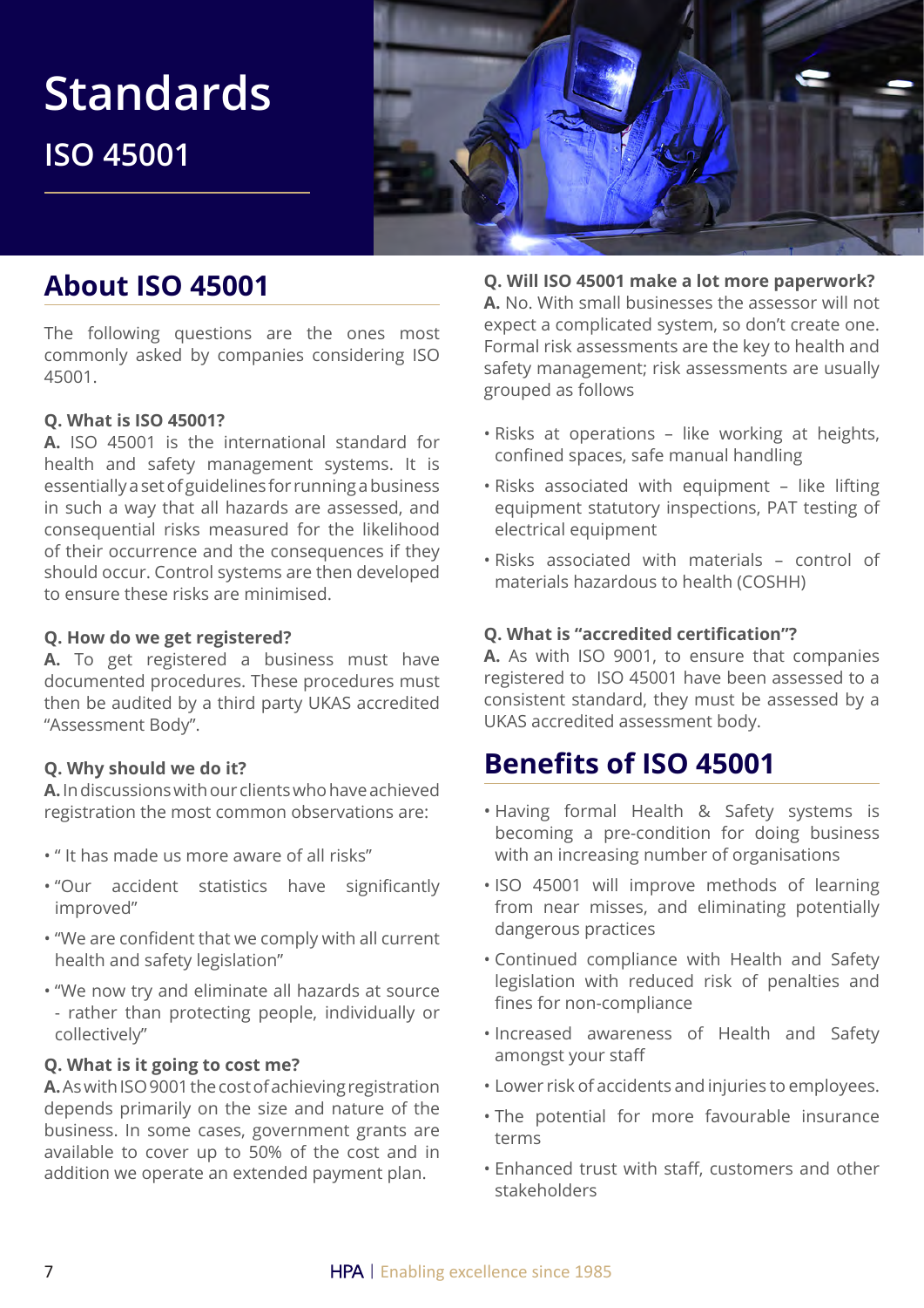# Standards

## ISO 45001

## About ISO 45001

The following questions are the ones most commonly asked by companies considering ISO 45001.

**Q. What is ISO 45001?**
**A.** ISO 45001 is the international standard for health and safety management systems. It is essentially a set of guidelines for running a business in such a way that all hazards are assessed, and consequential risks measured for the likelihood of their occurrence and the consequences if they should occur. Control systems are then developed to ensure these risks are minimised.

**Q. How do we get registered?**
**A.** To get registered a business must have documented procedures. These procedures must then be audited by a third party UKAS accredited "Assessment Body".

**Q. Why should we do it?**
**A.** In discussions with our clients who have achieved registration the most common observations are:

- " It has made us more aware of all risks"
- "Our accident statistics have significantly improved"
- "We are confident that we comply with all current health and safety legislation"
- "We now try and eliminate all hazards at source - rather than protecting people, individually or collectively"

**Q. What is it going to cost me?**
**A.** As with ISO 9001 the cost of achieving registration depends primarily on the size and nature of the business. In some cases, government grants are available to cover up to 50% of the cost and in addition we operate an extended payment plan.

**Q. Will ISO 45001 make a lot more paperwork?**
**A.** No. With small businesses the assessor will not expect a complicated system, so don't create one. Formal risk assessments are the key to health and safety management; risk assessments are usually grouped as follows

- Risks at operations – like working at heights, confined spaces, safe manual handling
- Risks associated with equipment – like lifting equipment statutory inspections, PAT testing of electrical equipment
- Risks associated with materials – control of materials hazardous to health (COSHH)

**Q. What is "accredited certification"?**
**A.** As with ISO 9001, to ensure that companies registered to ISO 45001 have been assessed to a consistent standard, they must be assessed by a UKAS accredited assessment body.

## Benefits of ISO 45001

- Having formal Health & Safety systems is becoming a pre-condition for doing business with an increasing number of organisations
- ISO 45001 will improve methods of learning from near misses, and eliminating potentially dangerous practices
- Continued compliance with Health and Safety legislation with reduced risk of penalties and fines for non-compliance
- Increased awareness of Health and Safety amongst your staff
- Lower risk of accidents and injuries to employees.
- The potential for more favourable insurance terms
- Enhanced trust with staff, customers and other stakeholders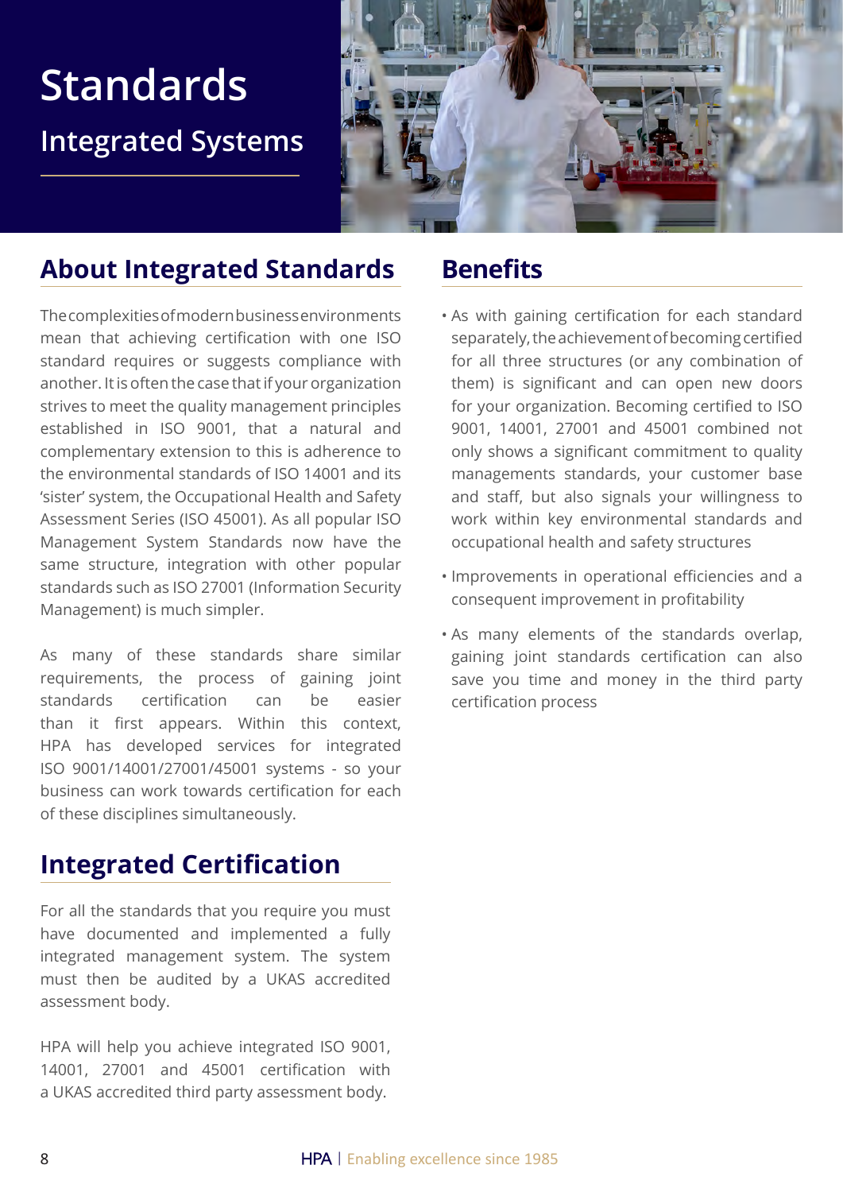# Standards

## Integrated Systems

## About Integrated Standards

The complexities of modern business environments mean that achieving certification with one ISO standard requires or suggests compliance with another. It is often the case that if your organization strives to meet the quality management principles established in ISO 9001, that a natural and complementary extension to this is adherence to the environmental standards of ISO 14001 and its 'sister' system, the Occupational Health and Safety Assessment Series (ISO 45001). As all popular ISO Management System Standards now have the same structure, integration with other popular standards such as ISO 27001 (Information Security Management) is much simpler.

As many of these standards share similar requirements, the process of gaining joint standards certification can be easier than it first appears. Within this context, HPA has developed services for integrated ISO 9001/14001/27001/45001 systems - so your business can work towards certification for each of these disciplines simultaneously.

## Integrated Certification

For all the standards that you require you must have documented and implemented a fully integrated management system. The system must then be audited by a UKAS accredited assessment body.

HPA will help you achieve integrated ISO 9001, 14001, 27001 and 45001 certification with a UKAS accredited third party assessment body.

## Benefits

- As with gaining certification for each standard separately, the achievement of becoming certified for all three structures (or any combination of them) is significant and can open new doors for your organization. Becoming certified to ISO 9001, 14001, 27001 and 45001 combined not only shows a significant commitment to quality managements standards, your customer base and staff, but also signals your willingness to work within key environmental standards and occupational health and safety structures
- Improvements in operational efficiencies and a consequent improvement in profitability
- As many elements of the standards overlap, gaining joint standards certification can also save you time and money in the third party certification process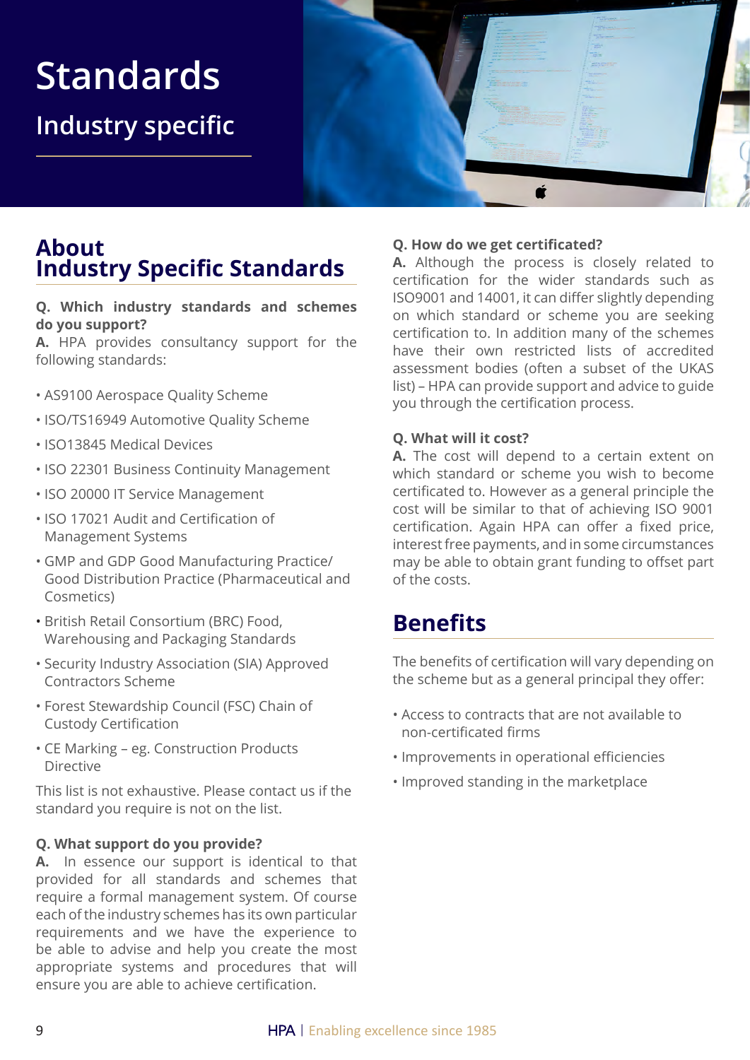# Standards

## Industry specific

## About Industry Specific Standards

**Q. Which industry standards and schemes do you support?**
**A.** HPA provides consultancy support for the following standards:

- AS9100 Aerospace Quality Scheme
- ISO/TS16949 Automotive Quality Scheme
- ISO13845 Medical Devices
- ISO 22301 Business Continuity Management
- ISO 20000 IT Service Management
- ISO 17021 Audit and Certification of Management Systems
- GMP and GDP Good Manufacturing Practice/ Good Distribution Practice (Pharmaceutical and Cosmetics)
- British Retail Consortium (BRC) Food, Warehousing and Packaging Standards
- Security Industry Association (SIA) Approved Contractors Scheme
- Forest Stewardship Council (FSC) Chain of Custody Certification
- CE Marking – eg. Construction Products Directive

This list is not exhaustive. Please contact us if the standard you require is not on the list.

**Q. What support do you provide?**
**A.** In essence our support is identical to that provided for all standards and schemes that require a formal management system. Of course each of the industry schemes has its own particular requirements and we have the experience to be able to advise and help you create the most appropriate systems and procedures that will ensure you are able to achieve certification.

**Q. How do we get certificated?**
**A.** Although the process is closely related to certification for the wider standards such as ISO9001 and 14001, it can differ slightly depending on which standard or scheme you are seeking certification to. In addition many of the schemes have their own restricted lists of accredited assessment bodies (often a subset of the UKAS list) – HPA can provide support and advice to guide you through the certification process.

**Q. What will it cost?**
**A.** The cost will depend to a certain extent on which standard or scheme you wish to become certificated to. However as a general principle the cost will be similar to that of achieving ISO 9001 certification. Again HPA can offer a fixed price, interest free payments, and in some circumstances may be able to obtain grant funding to offset part of the costs.

## Benefits

The benefits of certification will vary depending on the scheme but as a general principal they offer:

- Access to contracts that are not available to non-certificated firms
- Improvements in operational efficiencies
- Improved standing in the marketplace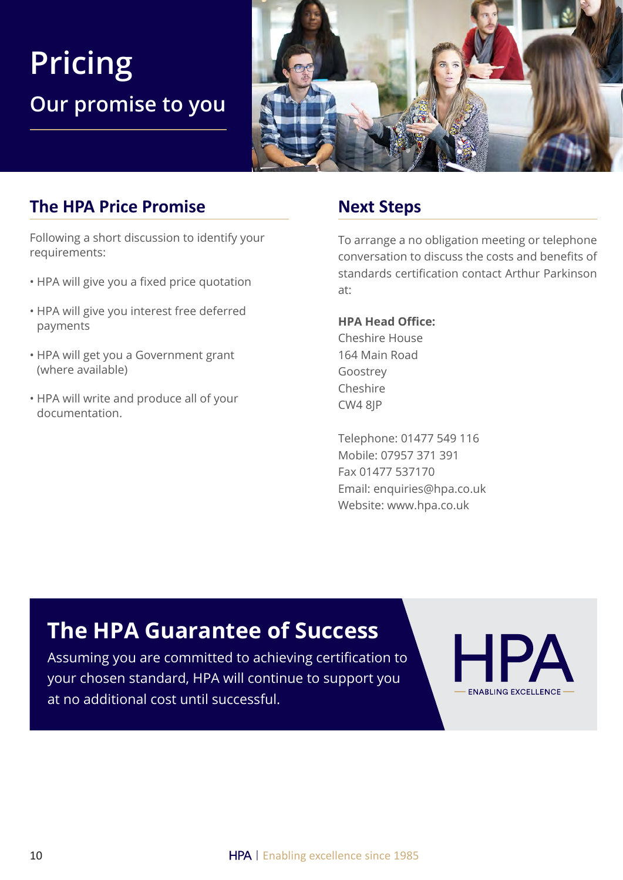# Pricing

## Our promise to you

## The HPA Price Promise

Following a short discussion to identify your requirements:

- HPA will give you a fixed price quotation
- HPA will give you interest free deferred payments
- HPA will get you a Government grant (where available)
- HPA will write and produce all of your documentation.

## Next Steps

To arrange a no obligation meeting or telephone conversation to discuss the costs and benefits of standards certification contact Arthur Parkinson at:

**HPA Head Office:**
Cheshire House
164 Main Road
Goostrey
Cheshire
CW4 8JP

Telephone: 01477 549 116
Mobile: 07957 371 391
Fax 01477 537170
Email: enquiries@hpa.co.uk
Website: www.hpa.co.uk

## The HPA Guarantee of Success

Assuming you are committed to achieving certification to your chosen standard, HPA will continue to support you at no additional cost until successful.

HPA
ENABLING EXCELLENCE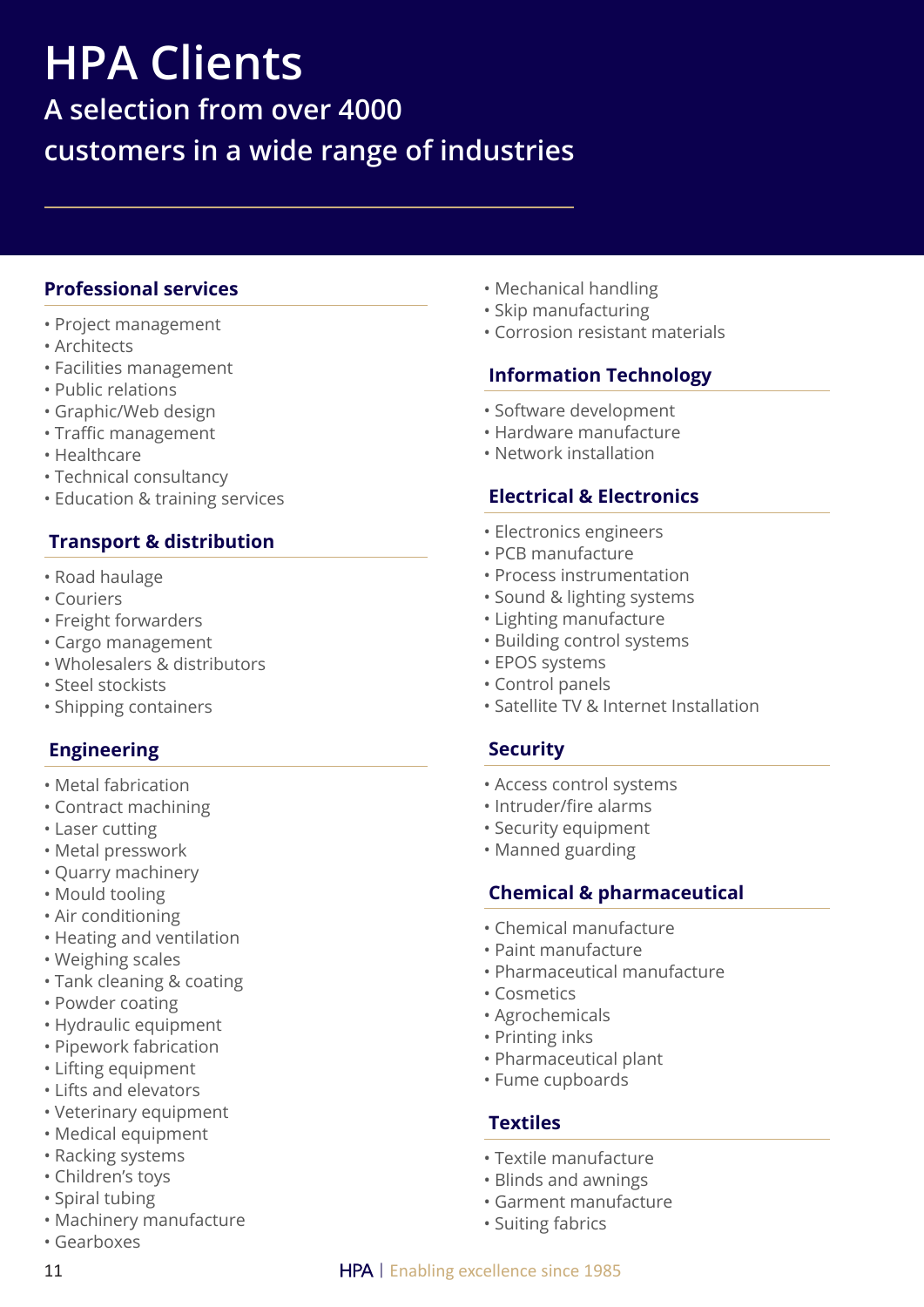# HPA Clients

## A selection from over 4000 customers in a wide range of industries

### Professional services

- Project management
- Architects
- Facilities management
- Public relations
- Graphic/Web design
- Traffic management
- Healthcare
- Technical consultancy
- Education & training services

### Transport & distribution

- Road haulage
- Couriers
- Freight forwarders
- Cargo management
- Wholesalers & distributors
- Steel stockists
- Shipping containers

### Engineering

- Metal fabrication
- Contract machining
- Laser cutting
- Metal presswork
- Quarry machinery
- Mould tooling
- Air conditioning
- Heating and ventilation
- Weighing scales
- Tank cleaning & coating
- Powder coating
- Hydraulic equipment
- Pipework fabrication
- Lifting equipment
- Lifts and elevators
- Veterinary equipment
- Medical equipment
- Racking systems
- Children's toys
- Spiral tubing
- Machinery manufacture
- Gearboxes
- Mechanical handling
- Skip manufacturing
- Corrosion resistant materials

### Information Technology

- Software development
- Hardware manufacture
- Network installation

### Electrical & Electronics

- Electronics engineers
- PCB manufacture
- Process instrumentation
- Sound & lighting systems
- Lighting manufacture
- Building control systems
- EPOS systems
- Control panels
- Satellite TV & Internet Installation

### Security

- Access control systems
- Intruder/fire alarms
- Security equipment
- Manned guarding

### Chemical & pharmaceutical

- Chemical manufacture
- Paint manufacture
- Pharmaceutical manufacture
- Cosmetics
- Agrochemicals
- Printing inks
- Pharmaceutical plant
- Fume cupboards

### Textiles

- Textile manufacture
- Blinds and awnings
- Garment manufacture
- Suiting fabrics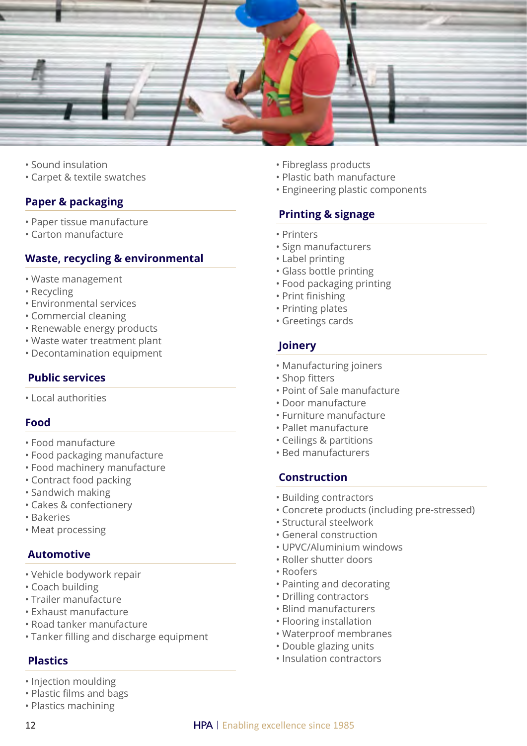- Sound insulation
- Carpet & textile swatches

## Paper & packaging

- Paper tissue manufacture
- Carton manufacture

## Waste, recycling & environmental

- Waste management
- Recycling
- Environmental services
- Commercial cleaning
- Renewable energy products
- Waste water treatment plant
- Decontamination equipment

## Public services

- Local authorities

## Food

- Food manufacture
- Food packaging manufacture
- Food machinery manufacture
- Contract food packing
- Sandwich making
- Cakes & confectionery
- Bakeries
- Meat processing

## Automotive

- Vehicle bodywork repair
- Coach building
- Trailer manufacture
- Exhaust manufacture
- Road tanker manufacture
- Tanker filling and discharge equipment

## Plastics

- Injection moulding
- Plastic films and bags
- Plastics machining
- Fibreglass products
- Plastic bath manufacture
- Engineering plastic components

## Printing & signage

- Printers
- Sign manufacturers
- Label printing
- Glass bottle printing
- Food packaging printing
- Print finishing
- Printing plates
- Greetings cards

## Joinery

- Manufacturing joiners
- Shop fitters
- Point of Sale manufacture
- Door manufacture
- Furniture manufacture
- Pallet manufacture
- Ceilings & partitions
- Bed manufacturers

## Construction

- Building contractors
- Concrete products (including pre-stressed)
- Structural steelwork
- General construction
- UPVC/Aluminium windows
- Roller shutter doors
- Roofers
- Painting and decorating
- Drilling contractors
- Blind manufacturers
- Flooring installation
- Waterproof membranes
- Double glazing units
- Insulation contractors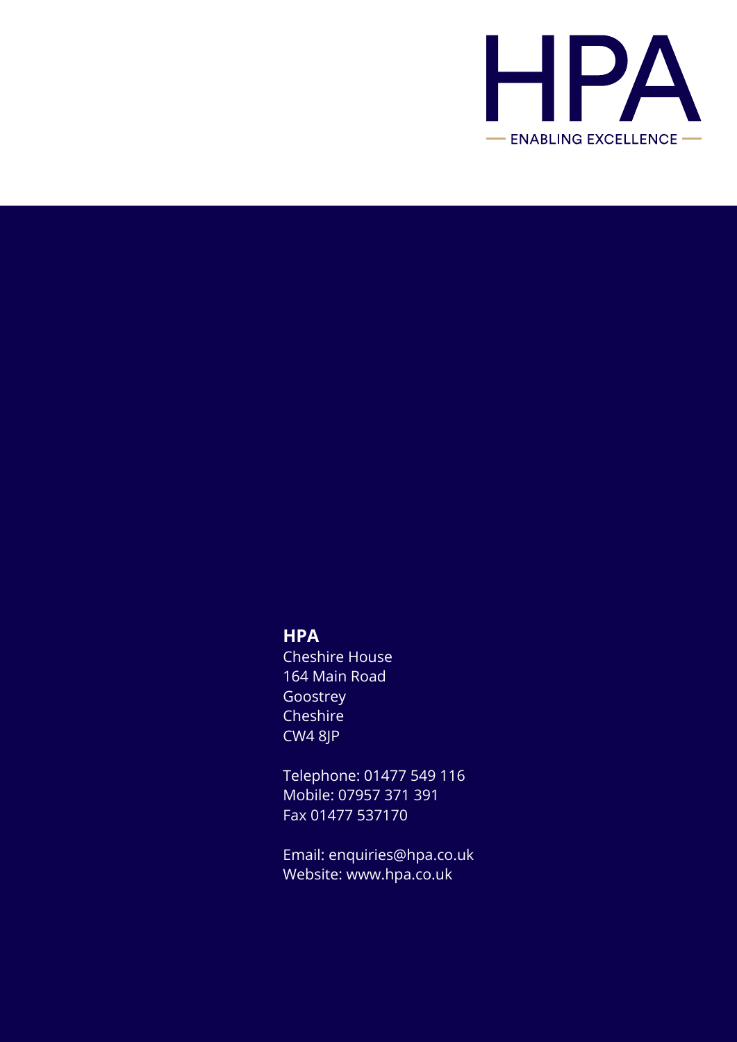HPA

ENABLING EXCELLENCE

**HPA**
Cheshire House
164 Main Road
Goostrey
Cheshire
CW4 8JP

Telephone: 01477 549 116
Mobile: 07957 371 391
Fax 01477 537170

Email: enquiries@hpa.co.uk
Website: www.hpa.co.uk